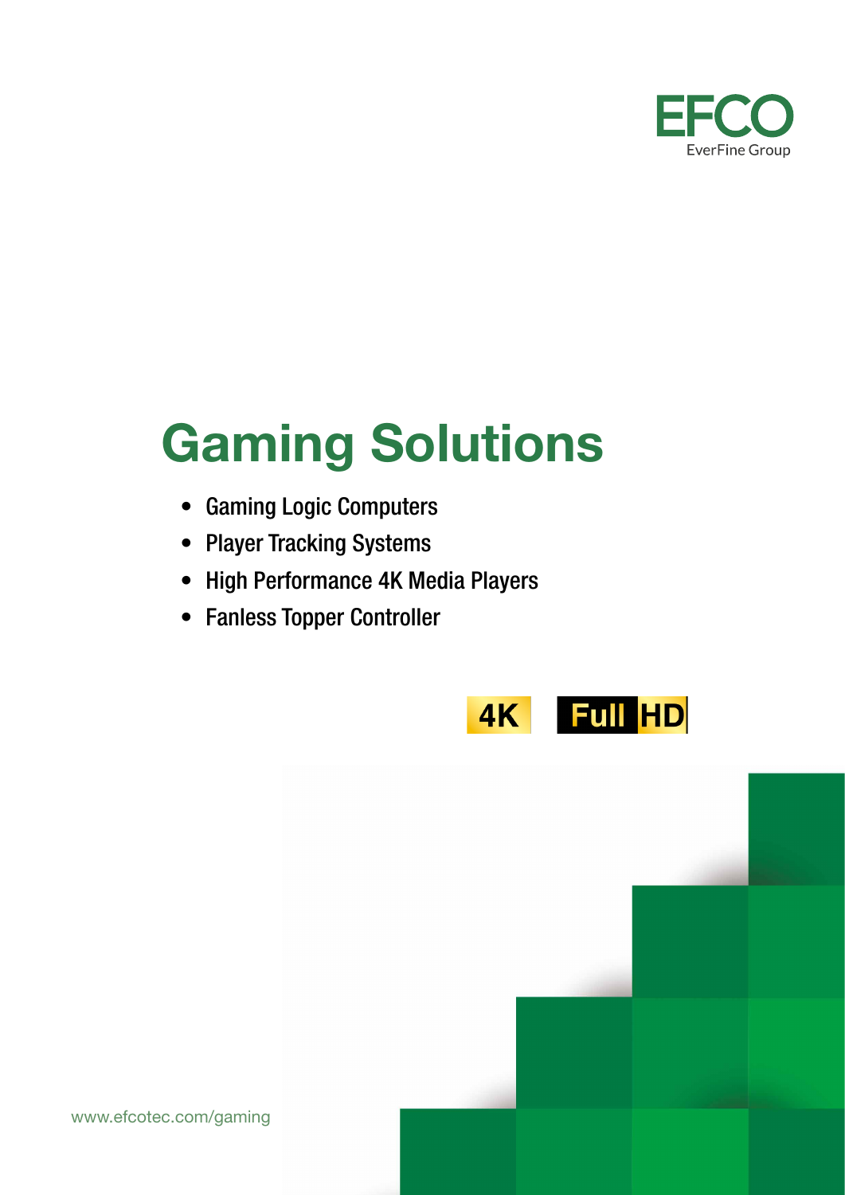EFCO
EverFine Group

# Gaming Solutions

- Gaming Logic Computers
- Player Tracking Systems
- High Performance 4K Media Players
- Fanless Topper Controller

4K Full HD

www.efcotec.com/gaming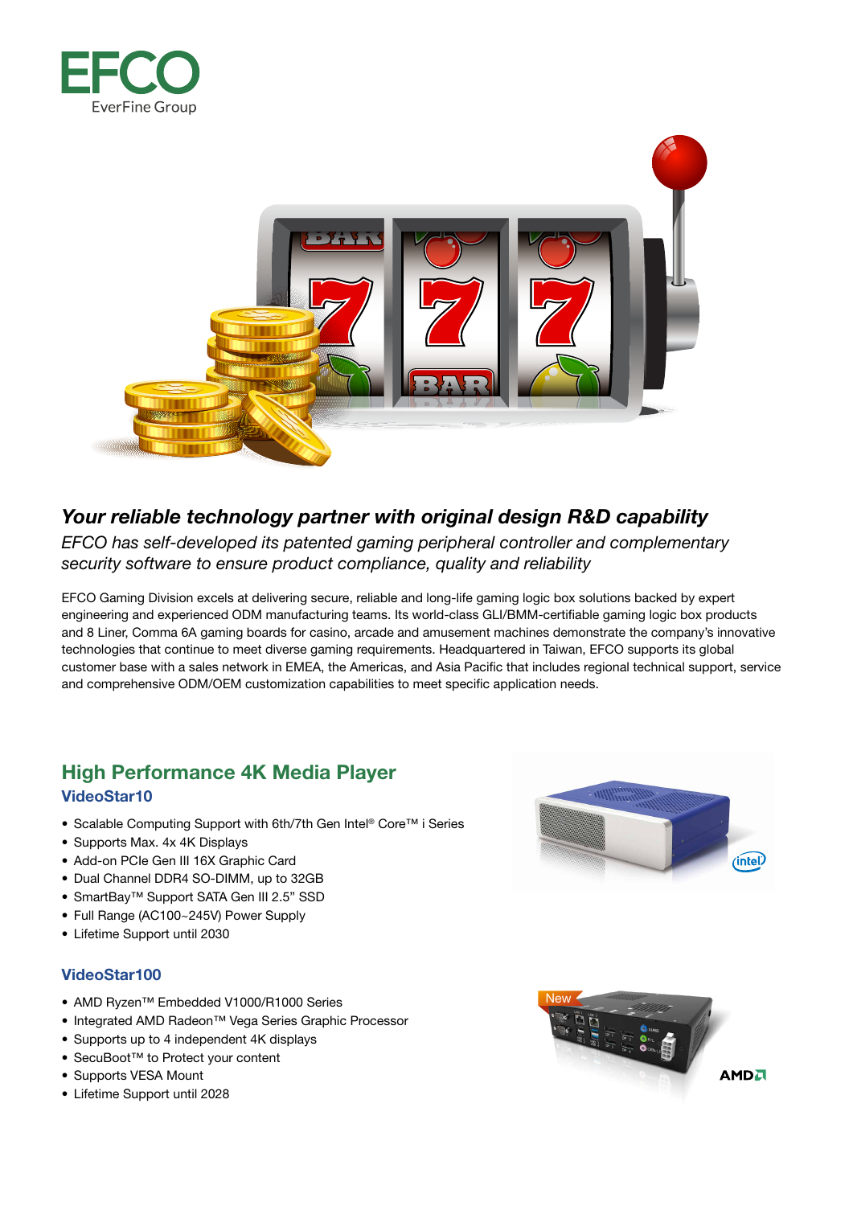## *Your reliable technology partner with original design R&D capability*

*EFCO has self-developed its patented gaming peripheral controller and complementary security software to ensure product compliance, quality and reliability*

EFCO Gaming Division excels at delivering secure, reliable and long-life gaming logic box solutions backed by expert engineering and experienced ODM manufacturing teams. Its world-class GLI/BMM-certifiable gaming logic box products and 8 Liner, Comma 6A gaming boards for casino, arcade and amusement machines demonstrate the company's innovative technologies that continue to meet diverse gaming requirements. Headquartered in Taiwan, EFCO supports its global customer base with a sales network in EMEA, the Americas, and Asia Pacific that includes regional technical support, service and comprehensive ODM/OEM customization capabilities to meet specific application needs.

## High Performance 4K Media Player

### VideoStar10

- Scalable Computing Support with 6th/7th Gen Intel® Core™ i Series
- Supports Max. 4x 4K Displays
- Add-on PCIe Gen III 16X Graphic Card
- Dual Channel DDR4 SO-DIMM, up to 32GB
- SmartBay™ Support SATA Gen III 2.5" SSD
- Full Range (AC100~245V) Power Supply
- Lifetime Support until 2030

### VideoStar100

- AMD Ryzen™ Embedded V1000/R1000 Series
- Integrated AMD Radeon™ Vega Series Graphic Processor
- Supports up to 4 independent 4K displays
- SecuBoot™ to Protect your content
- Supports VESA Mount
- Lifetime Support until 2028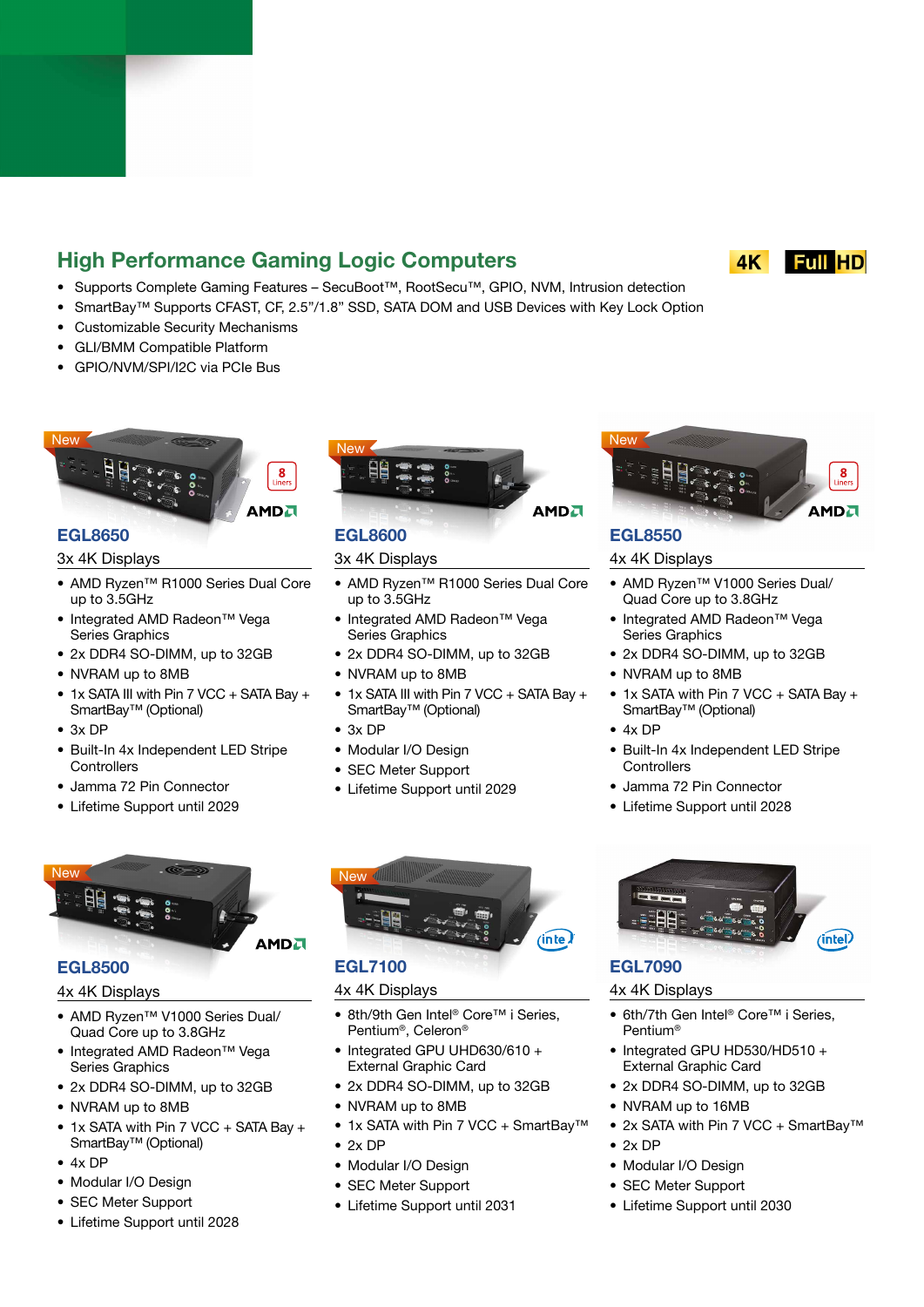## High Performance Gaming Logic Computers

4K Full HD

- Supports Complete Gaming Features – SecuBoot™, RootSecu™, GPIO, NVM, Intrusion detection
- SmartBay™ Supports CFAST, CF, 2.5"/1.8" SSD, SATA DOM and USB Devices with Key Lock Option
- Customizable Security Mechanisms
- GLI/BMM Compatible Platform
- GPIO/NVM/SPI/I2C via PCIe Bus

### EGL8650

New

3x 4K Displays

- AMD Ryzen™ R1000 Series Dual Core up to 3.5GHz
- Integrated AMD Radeon™ Vega Series Graphics
- 2x DDR4 SO-DIMM, up to 32GB
- NVRAM up to 8MB
- 1x SATA III with Pin 7 VCC + SATA Bay + SmartBay™ (Optional)
- 3x DP
- Built-In 4x Independent LED Stripe Controllers
- Jamma 72 Pin Connector
- Lifetime Support until 2029

### EGL8600

New

3x 4K Displays

- AMD Ryzen™ R1000 Series Dual Core up to 3.5GHz
- Integrated AMD Radeon™ Vega Series Graphics
- 2x DDR4 SO-DIMM, up to 32GB
- NVRAM up to 8MB
- 1x SATA III with Pin 7 VCC + SATA Bay + SmartBay™ (Optional)
- 3x DP
- Modular I/O Design
- SEC Meter Support
- Lifetime Support until 2029

### EGL8550

New

4x 4K Displays

- AMD Ryzen™ V1000 Series Dual/ Quad Core up to 3.8GHz
- Integrated AMD Radeon™ Vega Series Graphics
- 2x DDR4 SO-DIMM, up to 32GB
- NVRAM up to 8MB
- 1x SATA with Pin 7 VCC + SATA Bay + SmartBay™ (Optional)
- 4x DP
- Built-In 4x Independent LED Stripe Controllers
- Jamma 72 Pin Connector
- Lifetime Support until 2028

### EGL8500

New

4x 4K Displays

- AMD Ryzen™ V1000 Series Dual/ Quad Core up to 3.8GHz
- Integrated AMD Radeon™ Vega Series Graphics
- 2x DDR4 SO-DIMM, up to 32GB
- NVRAM up to 8MB
- 1x SATA with Pin 7 VCC + SATA Bay + SmartBay™ (Optional)
- 4x DP
- Modular I/O Design
- SEC Meter Support
- Lifetime Support until 2028

### EGL7100

New

4x 4K Displays

- 8th/9th Gen Intel® Core™ i Series, Pentium®, Celeron®
- Integrated GPU UHD630/610 + External Graphic Card
- 2x DDR4 SO-DIMM, up to 32GB
- NVRAM up to 8MB
- 1x SATA with Pin 7 VCC + SmartBay™
- 2x DP
- Modular I/O Design
- SEC Meter Support
- Lifetime Support until 2031

### EGL7090

4x 4K Displays

- 6th/7th Gen Intel® Core™ i Series, Pentium®
- Integrated GPU HD530/HD510 + External Graphic Card
- 2x DDR4 SO-DIMM, up to 32GB
- NVRAM up to 16MB
- 2x SATA with Pin 7 VCC + SmartBay™
- 2x DP
- Modular I/O Design
- SEC Meter Support
- Lifetime Support until 2030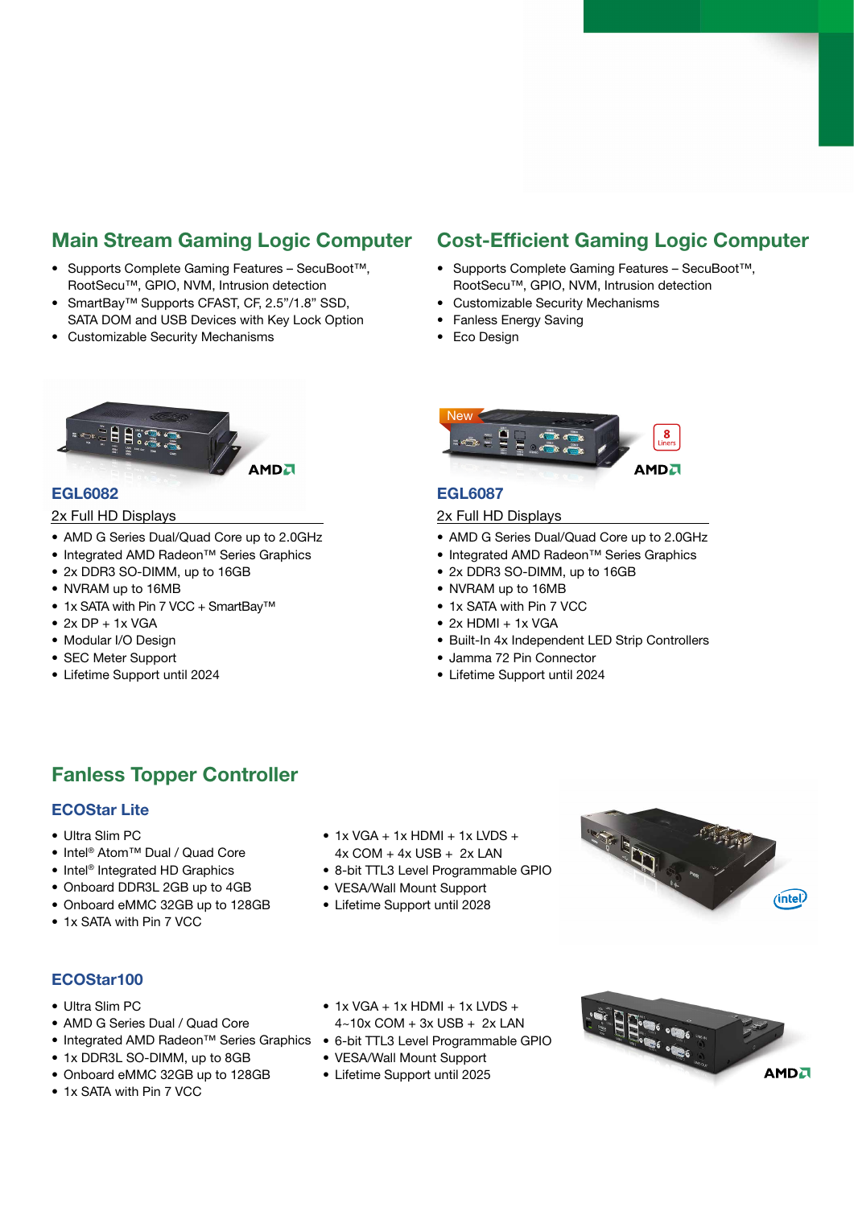## Main Stream Gaming Logic Computer

- Supports Complete Gaming Features – SecuBoot™, RootSecu™, GPIO, NVM, Intrusion detection
- SmartBay™ Supports CFAST, CF, 2.5”/1.8” SSD, SATA DOM and USB Devices with Key Lock Option
- Customizable Security Mechanisms

### EGL6082

2x Full HD Displays

- AMD G Series Dual/Quad Core up to 2.0GHz
- Integrated AMD Radeon™ Series Graphics
- 2x DDR3 SO-DIMM, up to 16GB
- NVRAM up to 16MB
- 1x SATA with Pin 7 VCC + SmartBay™
- 2x DP + 1x VGA
- Modular I/O Design
- SEC Meter Support
- Lifetime Support until 2024

## Cost-Efficient Gaming Logic Computer

- Supports Complete Gaming Features – SecuBoot™, RootSecu™, GPIO, NVM, Intrusion detection
- Customizable Security Mechanisms
- Fanless Energy Saving
- Eco Design

### EGL6087

New

2x Full HD Displays

- AMD G Series Dual/Quad Core up to 2.0GHz
- Integrated AMD Radeon™ Series Graphics
- 2x DDR3 SO-DIMM, up to 16GB
- NVRAM up to 16MB
- 1x SATA with Pin 7 VCC
- 2x HDMI + 1x VGA
- Built-In 4x Independent LED Strip Controllers
- Jamma 72 Pin Connector
- Lifetime Support until 2024

## Fanless Topper Controller

### ECOStar Lite

- Ultra Slim PC
- Intel® Atom™ Dual / Quad Core
- Intel® Integrated HD Graphics
- Onboard DDR3L 2GB up to 4GB
- Onboard eMMC 32GB up to 128GB
- 1x SATA with Pin 7 VCC
- 1x VGA + 1x HDMI + 1x LVDS + 4x COM + 4x USB + 2x LAN
- 8-bit TTL3 Level Programmable GPIO
- VESA/Wall Mount Support
- Lifetime Support until 2028

### ECOStar100

- Ultra Slim PC
- AMD G Series Dual / Quad Core
- Integrated AMD Radeon™ Series Graphics
- 1x DDR3L SO-DIMM, up to 8GB
- Onboard eMMC 32GB up to 128GB
- 1x SATA with Pin 7 VCC
- 1x VGA + 1x HDMI + 1x LVDS + 4~10x COM + 3x USB + 2x LAN
- 6-bit TTL3 Level Programmable GPIO
- VESA/Wall Mount Support
- Lifetime Support until 2025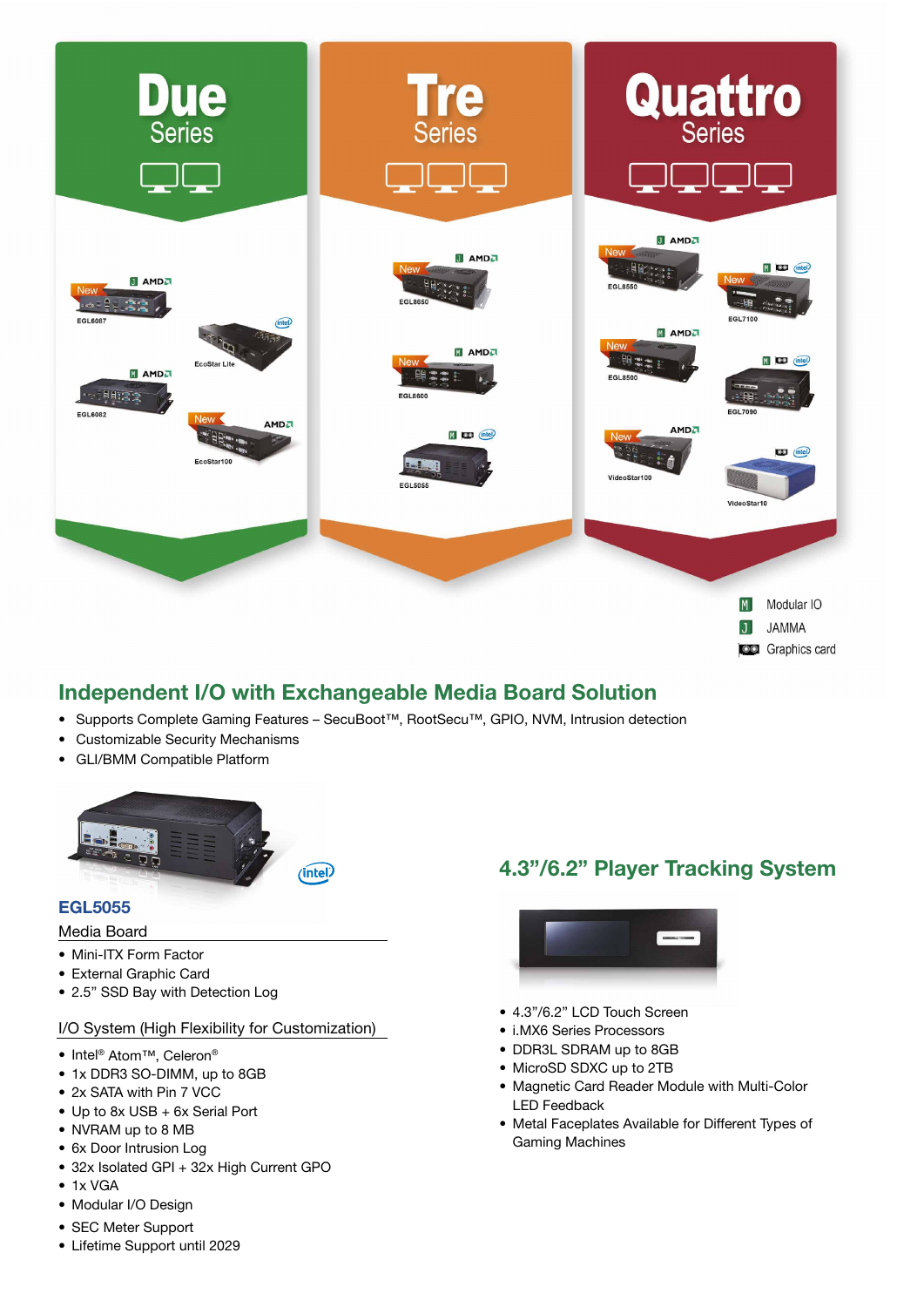# Due Series

- EGL6087 (New, JAMMA, AMD)
- EcoStar Lite (Intel)
- EGL6082 (Modular IO, AMD)
- EcoStar100 (New, AMD)

# Tre Series

- EGL8650 (New, JAMMA, AMD)
- EGL8600 (New, Modular IO, AMD)
- EGL5055 (Modular IO, Graphics card, Intel)

# Quattro Series

- EGL8550 (New, JAMMA, AMD)
- EGL7100 (New, Modular IO, Graphics card, Intel)
- EGL8500 (New, Modular IO, AMD)
- EGL7090 (Modular IO, Graphics card, Intel)
- VideoStar100 (New, AMD)
- VideoStar10 (Graphics card, Intel)

M Modular IO
J JAMMA
Graphics card

## Independent I/O with Exchangeable Media Board Solution

- Supports Complete Gaming Features – SecuBoot™, RootSecu™, GPIO, NVM, Intrusion detection
- Customizable Security Mechanisms
- GLI/BMM Compatible Platform

### EGL5055

Media Board

- Mini-ITX Form Factor
- External Graphic Card
- 2.5" SSD Bay with Detection Log

I/O System (High Flexibility for Customization)

- Intel® Atom™, Celeron®
- 1x DDR3 SO-DIMM, up to 8GB
- 2x SATA with Pin 7 VCC
- Up to 8x USB + 6x Serial Port
- NVRAM up to 8 MB
- 6x Door Intrusion Log
- 32x Isolated GPI + 32x High Current GPO
- 1x VGA
- Modular I/O Design
- SEC Meter Support
- Lifetime Support until 2029

## 4.3"/6.2" Player Tracking System

- 4.3"/6.2" LCD Touch Screen
- i.MX6 Series Processors
- DDR3L SDRAM up to 8GB
- MicroSD SDXC up to 2TB
- Magnetic Card Reader Module with Multi-Color LED Feedback
- Metal Faceplates Available for Different Types of Gaming Machines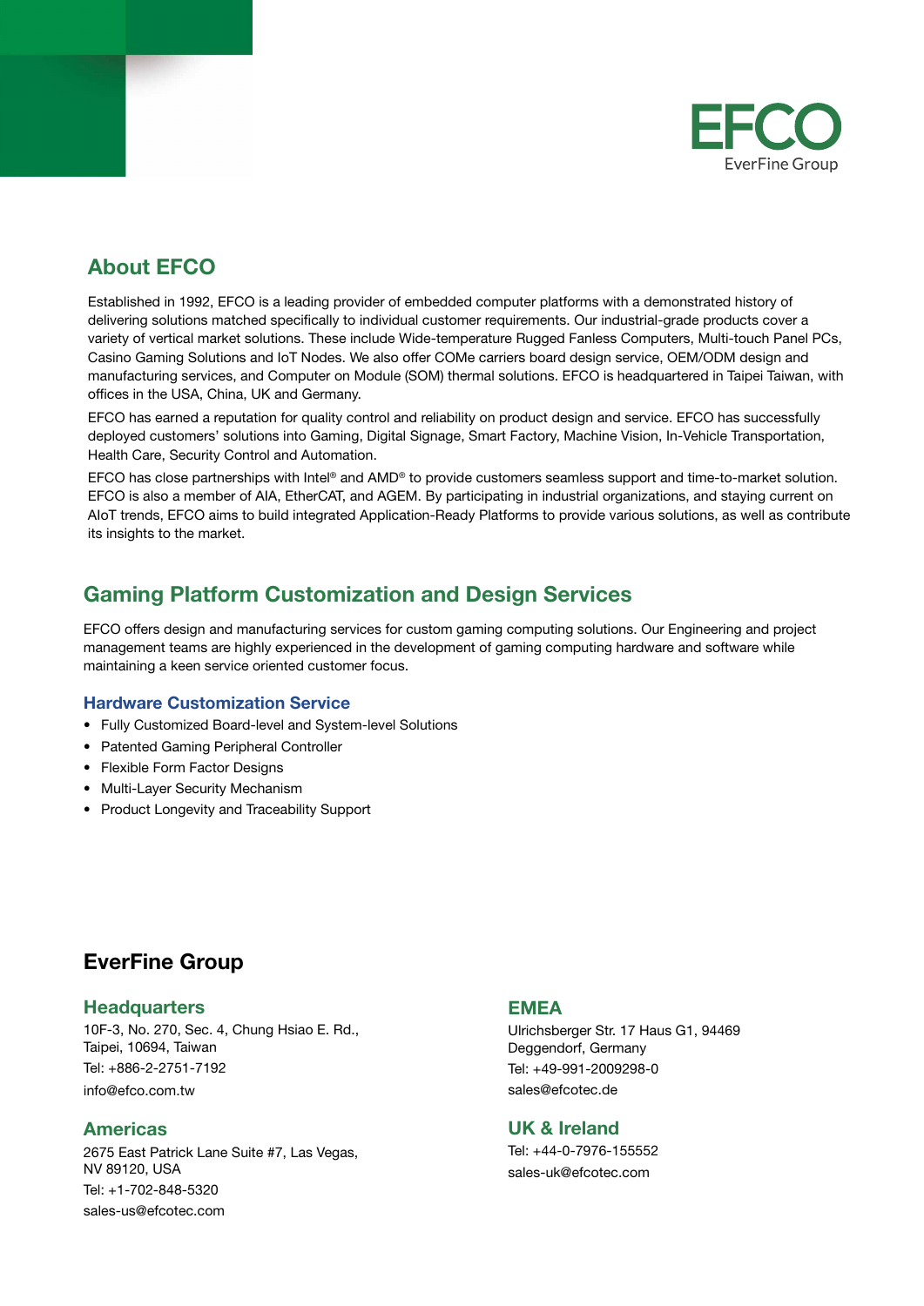EFCO
EverFine Group

## About EFCO

Established in 1992, EFCO is a leading provider of embedded computer platforms with a demonstrated history of delivering solutions matched specifically to individual customer requirements. Our industrial-grade products cover a variety of vertical market solutions. These include Wide-temperature Rugged Fanless Computers, Multi-touch Panel PCs, Casino Gaming Solutions and IoT Nodes. We also offer COMe carriers board design service, OEM/ODM design and manufacturing services, and Computer on Module (SOM) thermal solutions. EFCO is headquartered in Taipei Taiwan, with offices in the USA, China, UK and Germany.

EFCO has earned a reputation for quality control and reliability on product design and service. EFCO has successfully deployed customers' solutions into Gaming, Digital Signage, Smart Factory, Machine Vision, In-Vehicle Transportation, Health Care, Security Control and Automation.

EFCO has close partnerships with Intel® and AMD® to provide customers seamless support and time-to-market solution. EFCO is also a member of AIA, EtherCAT, and AGEM. By participating in industrial organizations, and staying current on AIoT trends, EFCO aims to build integrated Application-Ready Platforms to provide various solutions, as well as contribute its insights to the market.

## Gaming Platform Customization and Design Services

EFCO offers design and manufacturing services for custom gaming computing solutions. Our Engineering and project management teams are highly experienced in the development of gaming computing hardware and software while maintaining a keen service oriented customer focus.

### Hardware Customization Service

- Fully Customized Board-level and System-level Solutions
- Patented Gaming Peripheral Controller
- Flexible Form Factor Designs
- Multi-Layer Security Mechanism
- Product Longevity and Traceability Support

## EverFine Group

### Headquarters

10F-3, No. 270, Sec. 4, Chung Hsiao E. Rd., Taipei, 10694, Taiwan
Tel: +886-2-2751-7192
info@efco.com.tw

### Americas

2675 East Patrick Lane Suite #7, Las Vegas, NV 89120, USA
Tel: +1-702-848-5320
sales-us@efcotec.com

### EMEA

Ulrichsberger Str. 17 Haus G1, 94469 Deggendorf, Germany
Tel: +49-991-2009298-0
sales@efcotec.de

### UK & Ireland

Tel: +44-0-7976-155552
sales-uk@efcotec.com